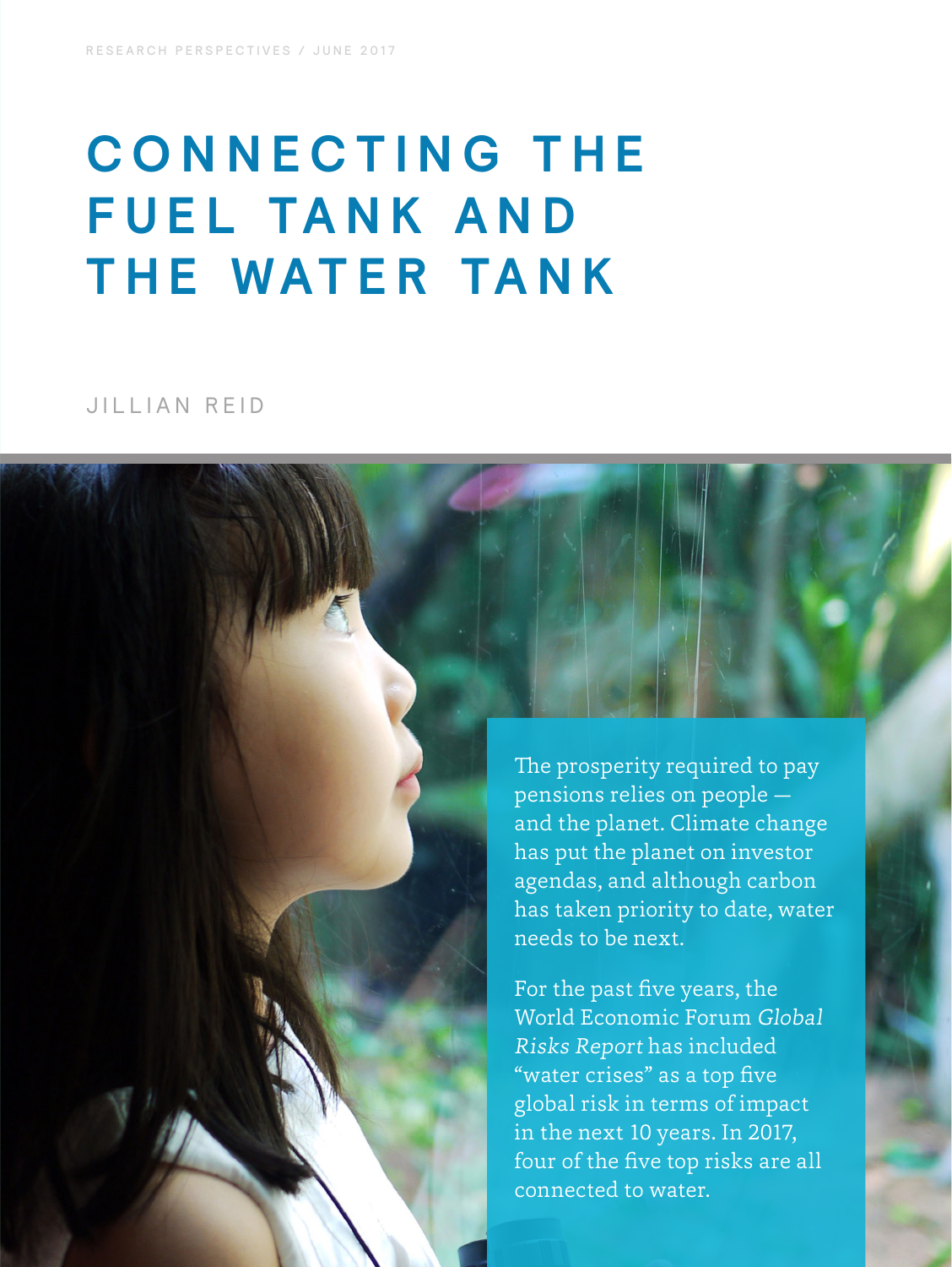RESEARCH PERSPECTIVES / JUNE 2017

# CONNECTING THE FUEL TANK AND THE WATER TANK

JILLIAN REID

The prosperity required to pay pensions relies on people — and the planet. Climate change has put the planet on investor agendas, and although carbon has taken priority to date, water needs to be next.

For the past five years, the World Economic Forum *Global Risks Report* has included "water crises" as a top five global risk in terms of impact in the next 10 years. In 2017, four of the five top risks are all connected to water.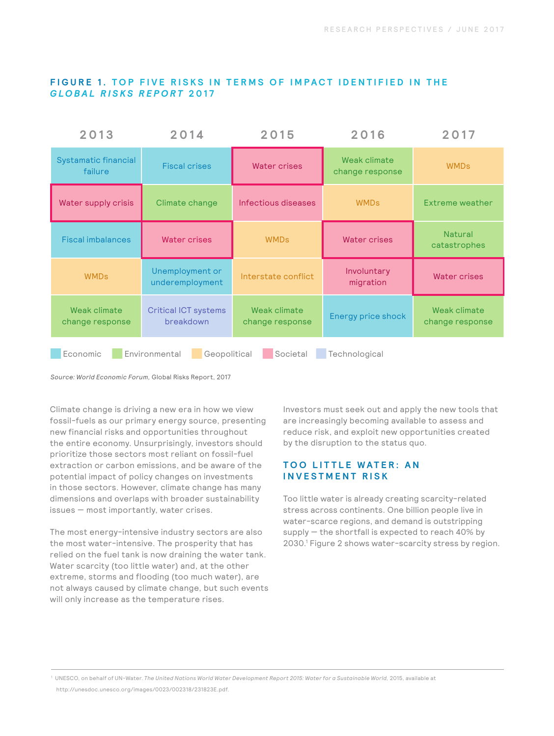**FIGURE 1. TOP FIVE RISKS IN TERMS OF IMPACT IDENTIFIED IN THE *GLOBAL RISKS REPORT* 2017**

| 2013 | 2014 | 2015 | 2016 | 2017 |
|---|---|---|---|---|
| Systamatic financial failure | Fiscal crises | Water crises | Weak climate change response | WMDs |
| Water supply crisis | Climate change | Infectious diseases | WMDs | Extreme weather |
| Fiscal imbalances | Water crises | WMDs | Water crises | Natural catastrophes |
| WMDs | Unemployment or underemployment | Interstate conflict | Involuntary migration | Water crises |
| Weak climate change response | Critical ICT systems breakdown | Weak climate change response | Energy price shock | Weak climate change response |

Economic | Environmental | Geopolitical | Societal | Technological

*Source: World Economic Forum*, Global Risks Report, 2017

Climate change is driving a new era in how we view fossil-fuels as our primary energy source, presenting new financial risks and opportunities throughout the entire economy. Unsurprisingly, investors should prioritize those sectors most reliant on fossil-fuel extraction or carbon emissions, and be aware of the potential impact of policy changes on investments in those sectors. However, climate change has many dimensions and overlaps with broader sustainability issues — most importantly, water crises.

The most energy-intensive industry sectors are also the most water-intensive. The prosperity that has relied on the fuel tank is now draining the water tank. Water scarcity (too little water) and, at the other extreme, storms and flooding (too much water), are not always caused by climate change, but such events will only increase as the temperature rises.

Investors must seek out and apply the new tools that are increasingly becoming available to assess and reduce risk, and exploit new opportunities created by the disruption to the status quo.

## TOO LITTLE WATER: AN INVESTMENT RISK

Too little water is already creating scarcity-related stress across continents. One billion people live in water-scarce regions, and demand is outstripping supply — the shortfall is expected to reach 40% by 2030.[1] Figure 2 shows water-scarcity stress by region.

[1] UNESCO, on behalf of UN-Water. *The United Nations World Water Development Report 2015: Water for a Sustainable World*, 2015, available at http://unesdoc.unesco.org/images/0023/002318/231823E.pdf.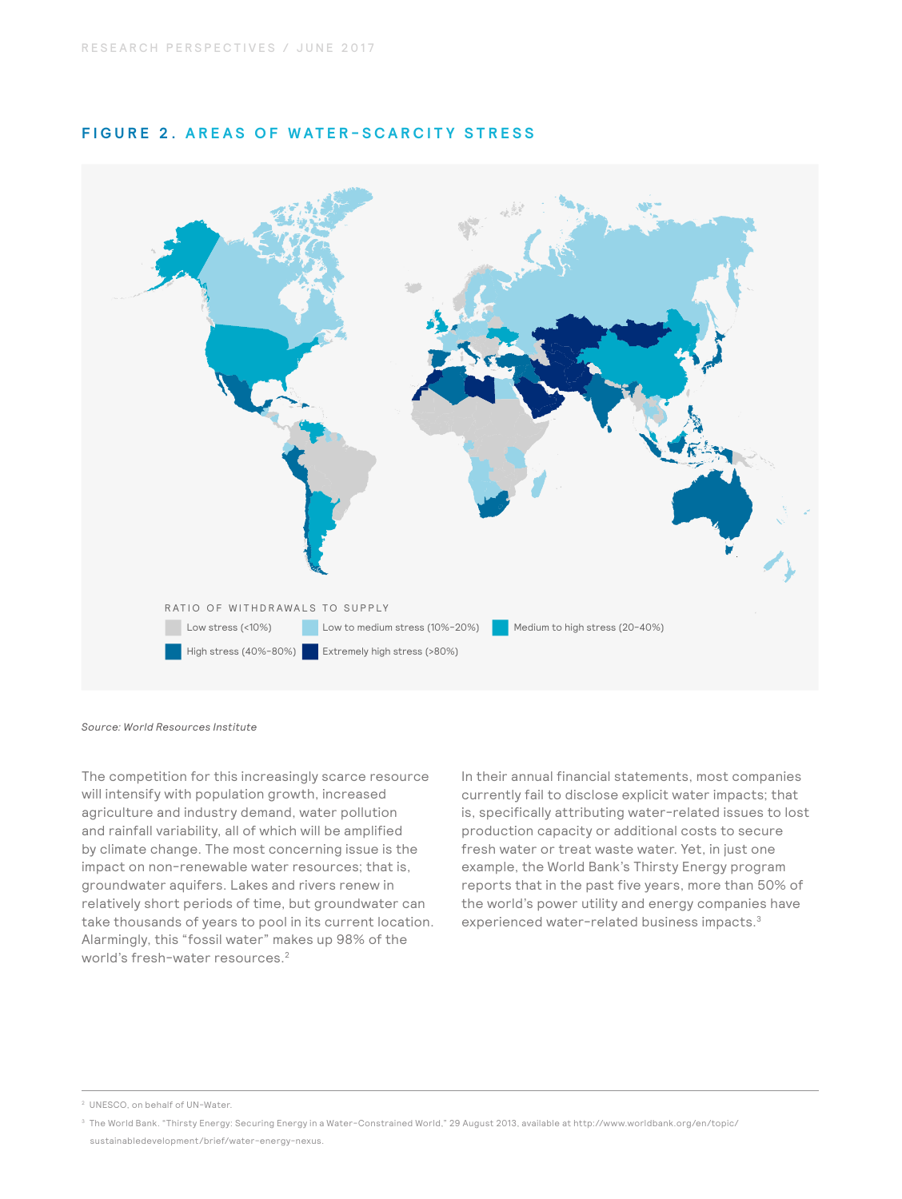## FIGURE 2. AREAS OF WATER-SCARCITY STRESS

RATIO OF WITHDRAWALS TO SUPPLY

- Low stress (<10%)
- Low to medium stress (10%–20%)
- Medium to high stress (20–40%)
- High stress (40%–80%)
- Extremely high stress (>80%)

*Source: World Resources Institute*

The competition for this increasingly scarce resource will intensify with population growth, increased agriculture and industry demand, water pollution and rainfall variability, all of which will be amplified by climate change. The most concerning issue is the impact on non-renewable water resources; that is, groundwater aquifers. Lakes and rivers renew in relatively short periods of time, but groundwater can take thousands of years to pool in its current location. Alarmingly, this "fossil water" makes up 98% of the world's fresh-water resources.[2]

In their annual financial statements, most companies currently fail to disclose explicit water impacts; that is, specifically attributing water-related issues to lost production capacity or additional costs to secure fresh water or treat waste water. Yet, in just one example, the World Bank's Thirsty Energy program reports that in the past five years, more than 50% of the world's power utility and energy companies have experienced water-related business impacts.[3]

---

[2] UNESCO, on behalf of UN-Water.

[3] The World Bank. "Thirsty Energy: Securing Energy in a Water-Constrained World," 29 August 2013, available at http://www.worldbank.org/en/topic/sustainabledevelopment/brief/water-energy-nexus.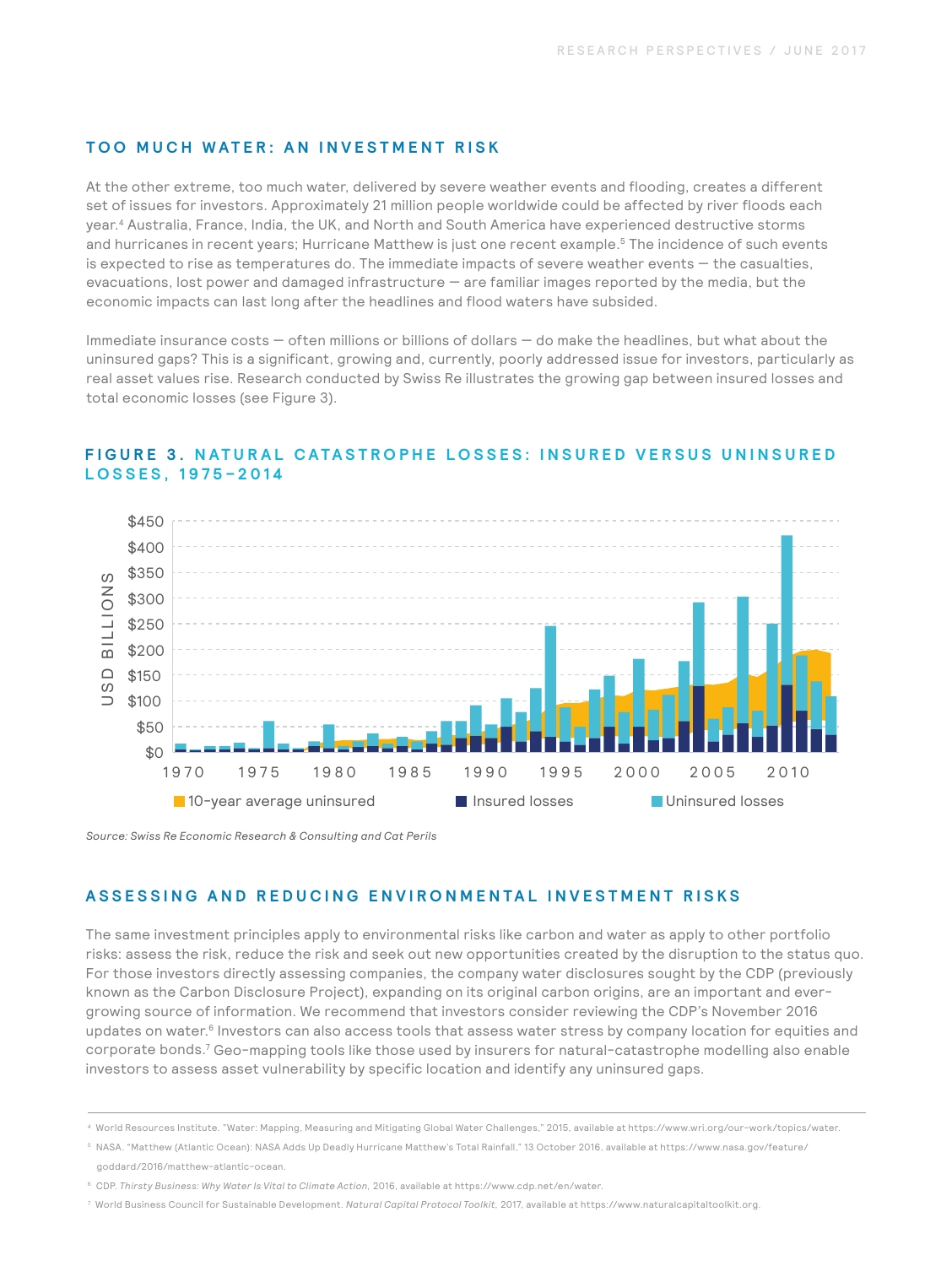## TOO MUCH WATER: AN INVESTMENT RISK

At the other extreme, too much water, delivered by severe weather events and flooding, creates a different set of issues for investors. Approximately 21 million people worldwide could be affected by river floods each year.[4] Australia, France, India, the UK, and North and South America have experienced destructive storms and hurricanes in recent years; Hurricane Matthew is just one recent example.[5] The incidence of such events is expected to rise as temperatures do. The immediate impacts of severe weather events — the casualties, evacuations, lost power and damaged infrastructure — are familiar images reported by the media, but the economic impacts can last long after the headlines and flood waters have subsided.

Immediate insurance costs — often millions or billions of dollars — do make the headlines, but what about the uninsured gaps? This is a significant, growing and, currently, poorly addressed issue for investors, particularly as real asset values rise. Research conducted by Swiss Re illustrates the growing gap between insured losses and total economic losses (see Figure 3).

### FIGURE 3. NATURAL CATASTROPHE LOSSES: INSURED VERSUS UNINSURED LOSSES, 1975–2014

*Source: Swiss Re Economic Research & Consulting and Cat Perils*

## ASSESSING AND REDUCING ENVIRONMENTAL INVESTMENT RISKS

The same investment principles apply to environmental risks like carbon and water as apply to other portfolio risks: assess the risk, reduce the risk and seek out new opportunities created by the disruption to the status quo. For those investors directly assessing companies, the company water disclosures sought by the CDP (previously known as the Carbon Disclosure Project), expanding on its original carbon origins, are an important and ever-growing source of information. We recommend that investors consider reviewing the CDP's November 2016 updates on water.[6] Investors can also access tools that assess water stress by company location for equities and corporate bonds.[7] Geo-mapping tools like those used by insurers for natural-catastrophe modelling also enable investors to assess asset vulnerability by specific location and identify any uninsured gaps.

---

[4] World Resources Institute. "Water: Mapping, Measuring and Mitigating Global Water Challenges," 2015, available at https://www.wri.org/our-work/topics/water.

[5] NASA. "Matthew (Atlantic Ocean): NASA Adds Up Deadly Hurricane Matthew's Total Rainfall," 13 October 2016, available at https://www.nasa.gov/feature/goddard/2016/matthew-atlantic-ocean.

[6] CDP. *Thirsty Business: Why Water Is Vital to Climate Action*, 2016, available at https://www.cdp.net/en/water.

[7] World Business Council for Sustainable Development. *Natural Capital Protocol Toolkit*, 2017, available at https://www.naturalcapitaltoolkit.org.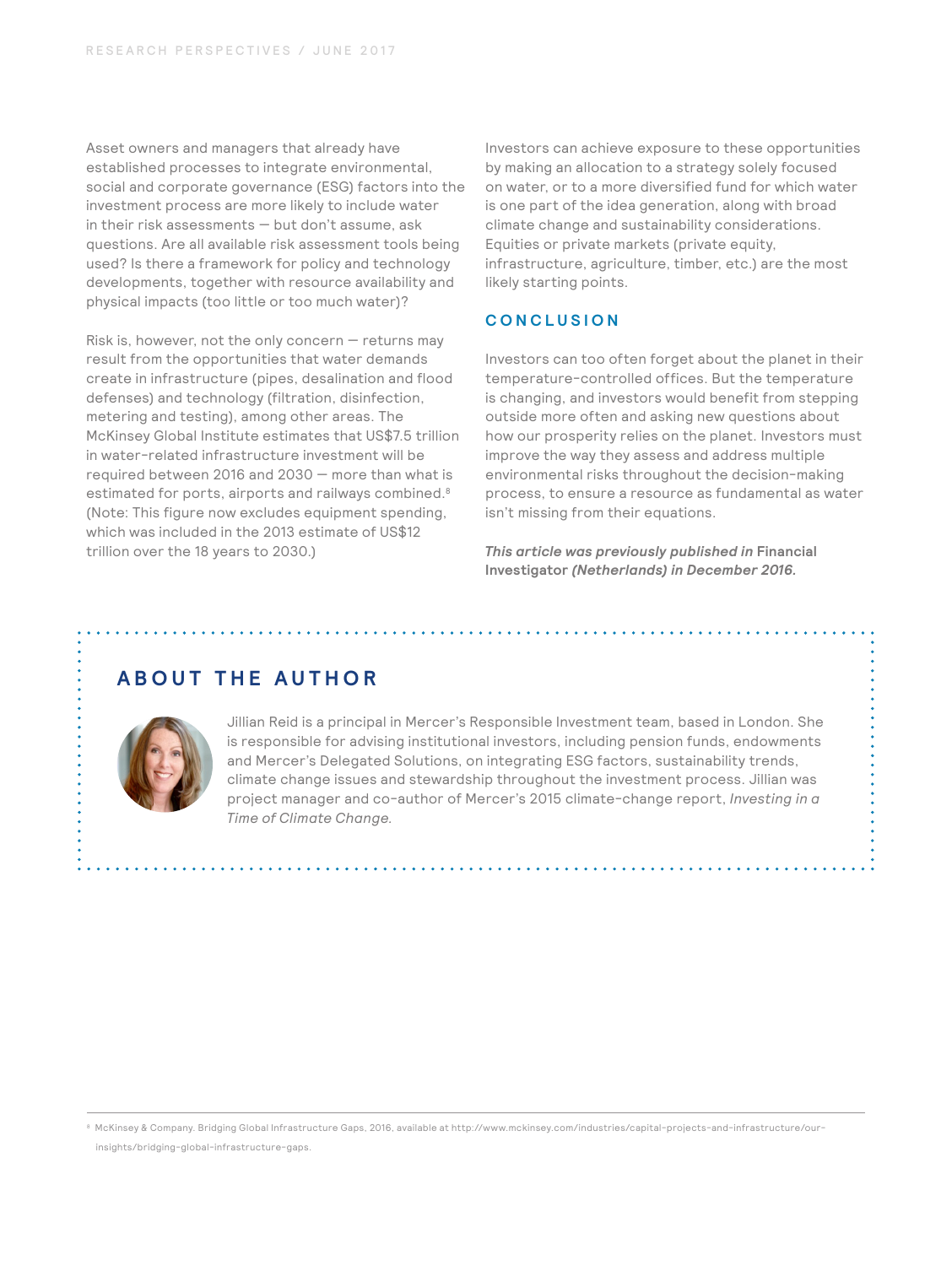Asset owners and managers that already have established processes to integrate environmental, social and corporate governance (ESG) factors into the investment process are more likely to include water in their risk assessments — but don't assume, ask questions. Are all available risk assessment tools being used? Is there a framework for policy and technology developments, together with resource availability and physical impacts (too little or too much water)?

Risk is, however, not the only concern — returns may result from the opportunities that water demands create in infrastructure (pipes, desalination and flood defenses) and technology (filtration, disinfection, metering and testing), among other areas. The McKinsey Global Institute estimates that US$7.5 trillion in water-related infrastructure investment will be required between 2016 and 2030 — more than what is estimated for ports, airports and railways combined.[8] (Note: This figure now excludes equipment spending, which was included in the 2013 estimate of US$12 trillion over the 18 years to 2030.)

Investors can achieve exposure to these opportunities by making an allocation to a strategy solely focused on water, or to a more diversified fund for which water is one part of the idea generation, along with broad climate change and sustainability considerations. Equities or private markets (private equity, infrastructure, agriculture, timber, etc.) are the most likely starting points.

## CONCLUSION

Investors can too often forget about the planet in their temperature-controlled offices. But the temperature is changing, and investors would benefit from stepping outside more often and asking new questions about how our prosperity relies on the planet. Investors must improve the way they assess and address multiple environmental risks throughout the decision-making process, to ensure a resource as fundamental as water isn't missing from their equations.

***This article was previously published in* Financial Investigator *(Netherlands) in December 2016.***

## ABOUT THE AUTHOR

Jillian Reid is a principal in Mercer's Responsible Investment team, based in London. She is responsible for advising institutional investors, including pension funds, endowments and Mercer's Delegated Solutions, on integrating ESG factors, sustainability trends, climate change issues and stewardship throughout the investment process. Jillian was project manager and co-author of Mercer's 2015 climate-change report, *Investing in a Time of Climate Change*.

---

[8] McKinsey & Company. Bridging Global Infrastructure Gaps, 2016, available at http://www.mckinsey.com/industries/capital-projects-and-infrastructure/our-insights/bridging-global-infrastructure-gaps.